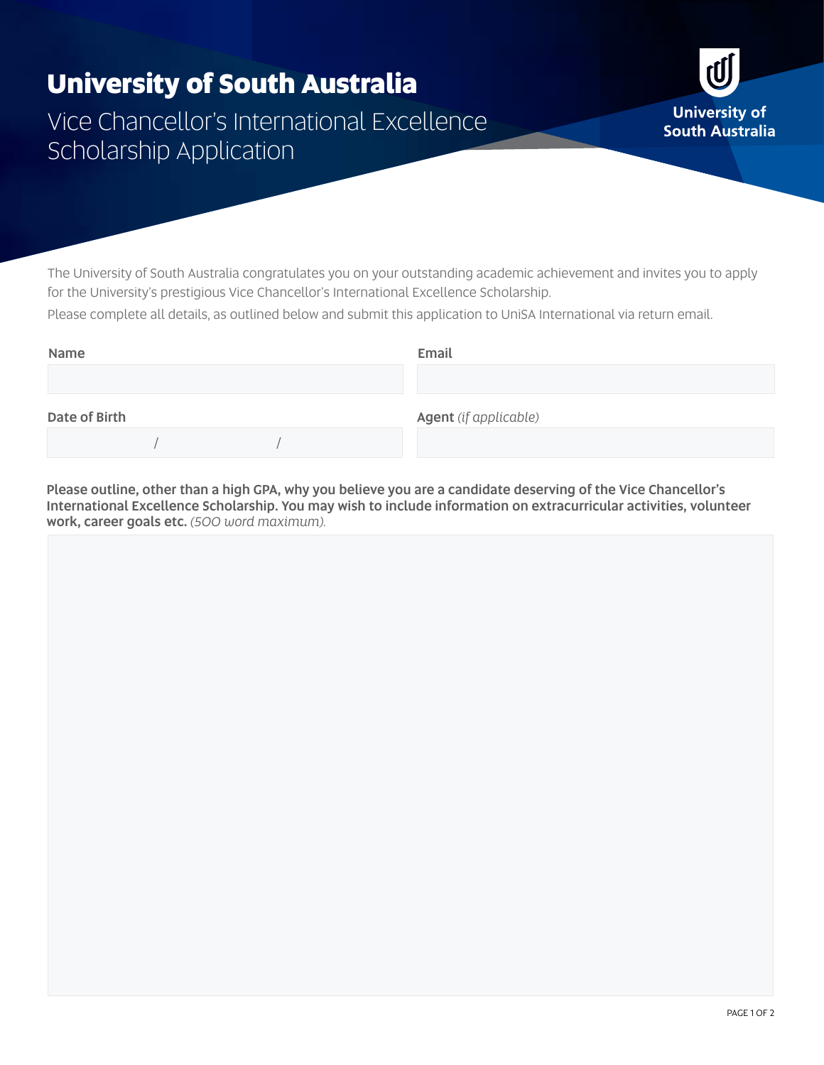# University of South Australia

## Vice Chancellor's International Excellence Scholarship Application

University of South Australia

The University of South Australia congratulates you on your outstanding academic achievement and invites you to apply for the University's prestigious Vice Chancellor's International Excellence Scholarship.

Please complete all details, as outlined below and submit this application to UniSA International via return email.

**Name**

**Email**

**Date of Birth**

/ /

**Agent** *(if applicable)*

**Please outline, other than a high GPA, why you believe you are a candidate deserving of the Vice Chancellor's International Excellence Scholarship. You may wish to include information on extracurricular activities, volunteer work, career goals etc.** *(500 word maximum).*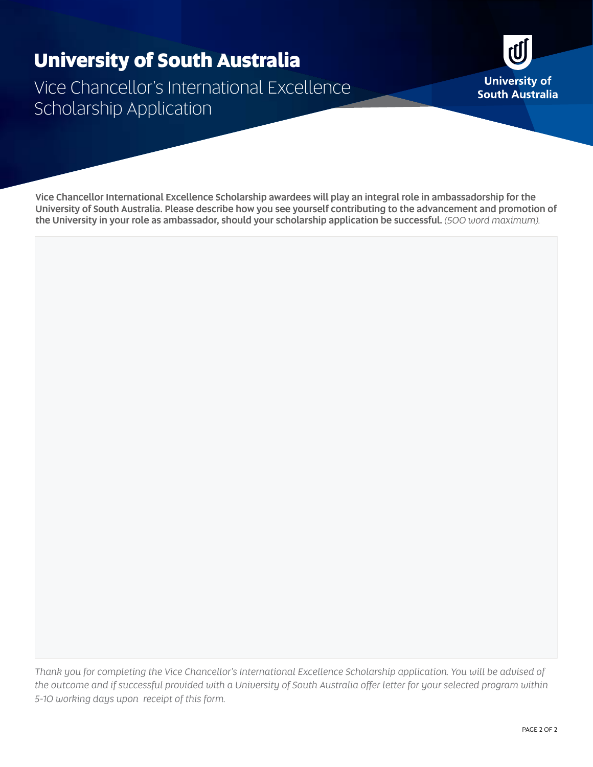# University of South Australia

## Vice Chancellor's International Excellence Scholarship Application

University of South Australia

**Vice Chancellor International Excellence Scholarship awardees will play an integral role in ambassadorship for the University of South Australia. Please describe how you see yourself contributing to the advancement and promotion of the University in your role as ambassador, should your scholarship application be successful.** *(500 word maximum).*

*Thank you for completing the Vice Chancellor's International Excellence Scholarship application. You will be advised of the outcome and if successful provided with a University of South Australia offer letter for your selected program within 5-10 working days upon receipt of this form.*